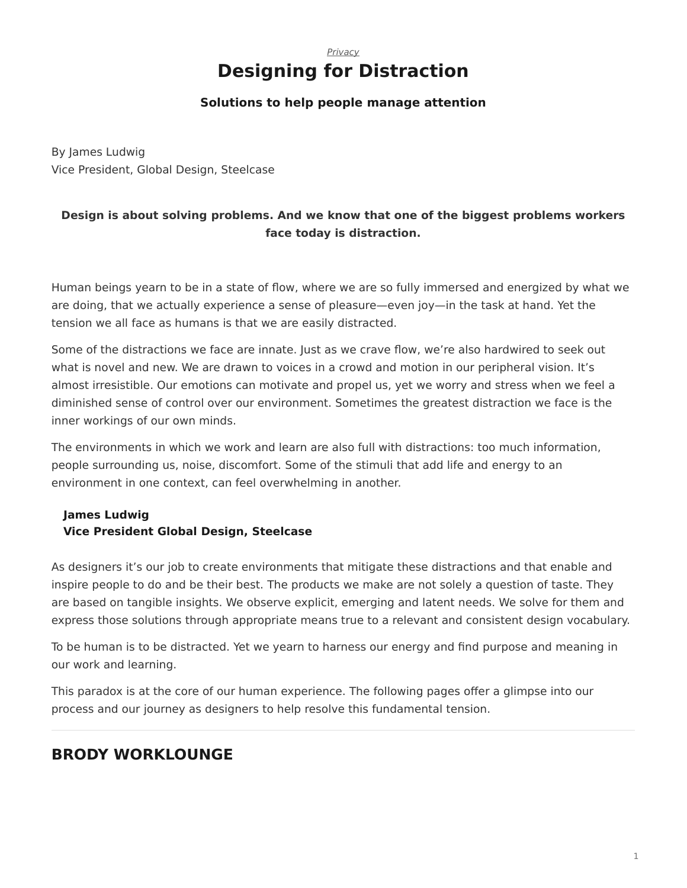*Privacy*

# Designing for Distraction

### Solutions to help people manage attention

By James Ludwig
Vice President, Global Design, Steelcase

**Design is about solving problems. And we know that one of the biggest problems workers face today is distraction.**

Human beings yearn to be in a state of flow, where we are so fully immersed and energized by what we are doing, that we actually experience a sense of pleasure—even joy—in the task at hand. Yet the tension we all face as humans is that we are easily distracted.

Some of the distractions we face are innate. Just as we crave flow, we're also hardwired to seek out what is novel and new. We are drawn to voices in a crowd and motion in our peripheral vision. It's almost irresistible. Our emotions can motivate and propel us, yet we worry and stress when we feel a diminished sense of control over our environment. Sometimes the greatest distraction we face is the inner workings of our own minds.

The environments in which we work and learn are also full with distractions: too much information, people surrounding us, noise, discomfort. Some of the stimuli that add life and energy to an environment in one context, can feel overwhelming in another.

**James Ludwig**
**Vice President Global Design, Steelcase**

As designers it's our job to create environments that mitigate these distractions and that enable and inspire people to do and be their best. The products we make are not solely a question of taste. They are based on tangible insights. We observe explicit, emerging and latent needs. We solve for them and express those solutions through appropriate means true to a relevant and consistent design vocabulary.

To be human is to be distracted. Yet we yearn to harness our energy and find purpose and meaning in our work and learning.

This paradox is at the core of our human experience. The following pages offer a glimpse into our process and our journey as designers to help resolve this fundamental tension.

---

## BRODY WORKLOUNGE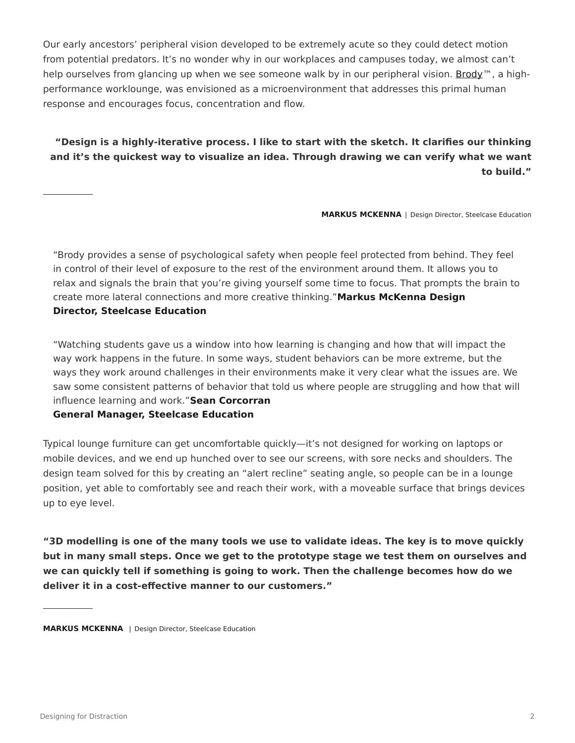Our early ancestors' peripheral vision developed to be extremely acute so they could detect motion from potential predators. It's no wonder why in our workplaces and campuses today, we almost can't help ourselves from glancing up when we see someone walk by in our peripheral vision. Brody™, a high-performance worklounge, was envisioned as a microenvironment that addresses this primal human response and encourages focus, concentration and flow.

**"Design is a highly-iterative process. I like to start with the sketch. It clarifies our thinking and it's the quickest way to visualize an idea. Through drawing we can verify what we want to build."**

**MARKUS MCKENNA** | Design Director, Steelcase Education

> "Brody provides a sense of psychological safety when people feel protected from behind. They feel in control of their level of exposure to the rest of the environment around them. It allows you to relax and signals the brain that you're giving yourself some time to focus. That prompts the brain to create more lateral connections and more creative thinking."**Markus McKenna Design Director, Steelcase Education**

> "Watching students gave us a window into how learning is changing and how that will impact the way work happens in the future. In some ways, student behaviors can be more extreme, but the ways they work around challenges in their environments make it very clear what the issues are. We saw some consistent patterns of behavior that told us where people are struggling and how that will influence learning and work."**Sean Corcorran**
> **General Manager, Steelcase Education**

Typical lounge furniture can get uncomfortable quickly—it's not designed for working on laptops or mobile devices, and we end up hunched over to see our screens, with sore necks and shoulders. The design team solved for this by creating an "alert recline" seating angle, so people can be in a lounge position, yet able to comfortably see and reach their work, with a moveable surface that brings devices up to eye level.

**"3D modelling is one of the many tools we use to validate ideas. The key is to move quickly but in many small steps. Once we get to the prototype stage we test them on ourselves and we can quickly tell if something is going to work. Then the challenge becomes how do we deliver it in a cost-effective manner to our customers."**

**MARKUS MCKENNA** | Design Director, Steelcase Education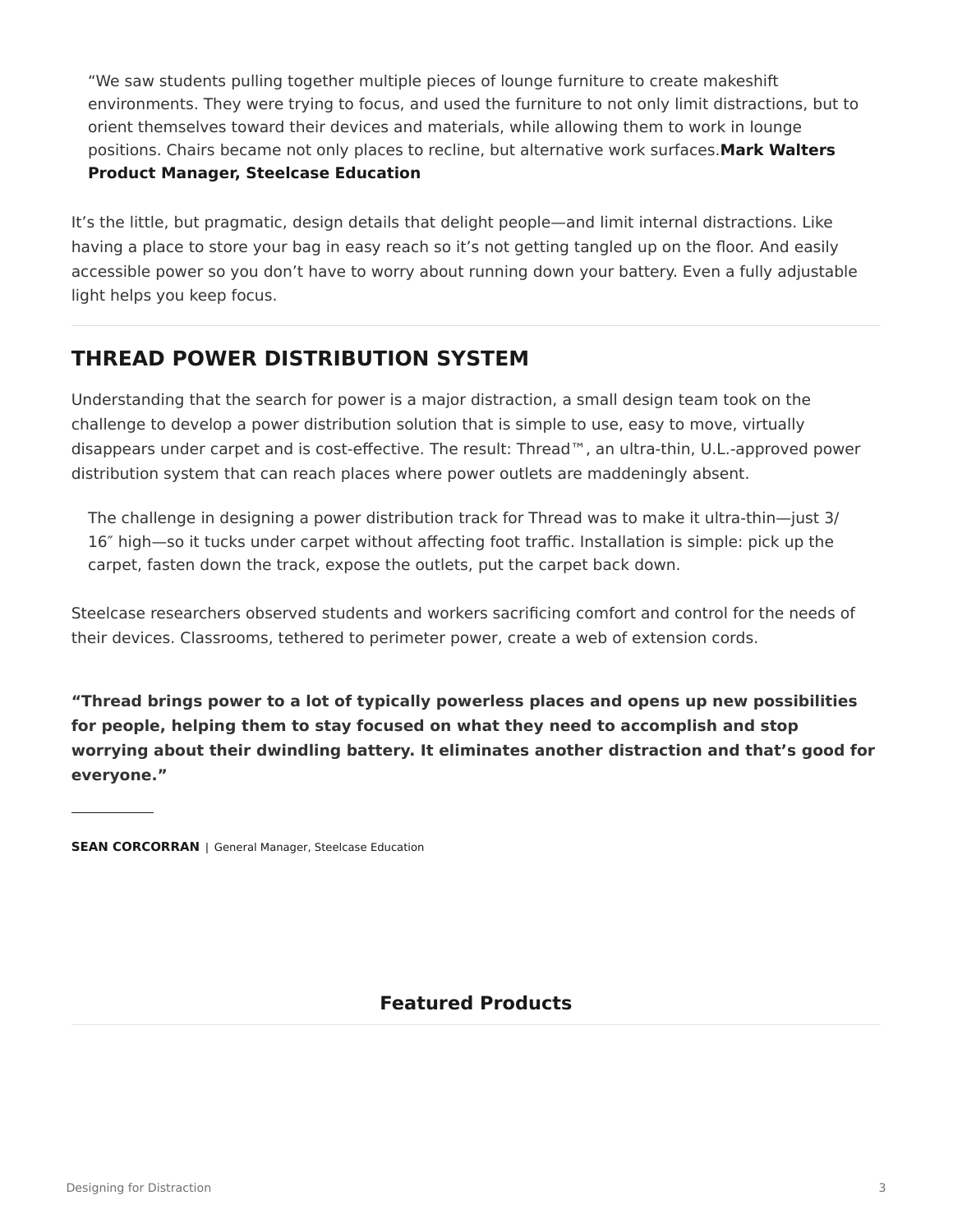> “We saw students pulling together multiple pieces of lounge furniture to create makeshift environments. They were trying to focus, and used the furniture to not only limit distractions, but to orient themselves toward their devices and materials, while allowing them to work in lounge positions. Chairs became not only places to recline, but alternative work surfaces.**Mark Walters Product Manager, Steelcase Education**

It’s the little, but pragmatic, design details that delight people—and limit internal distractions. Like having a place to store your bag in easy reach so it’s not getting tangled up on the floor. And easily accessible power so you don’t have to worry about running down your battery. Even a fully adjustable light helps you keep focus.

---

## THREAD POWER DISTRIBUTION SYSTEM

Understanding that the search for power is a major distraction, a small design team took on the challenge to develop a power distribution solution that is simple to use, easy to move, virtually disappears under carpet and is cost-effective. The result: Thread™, an ultra-thin, U.L.-approved power distribution system that can reach places where power outlets are maddeningly absent.

> The challenge in designing a power distribution track for Thread was to make it ultra-thin—just 3/16″ high—so it tucks under carpet without affecting foot traffic. Installation is simple: pick up the carpet, fasten down the track, expose the outlets, put the carpet back down.

Steelcase researchers observed students and workers sacrificing comfort and control for the needs of their devices. Classrooms, tethered to perimeter power, create a web of extension cords.

**“Thread brings power to a lot of typically powerless places and opens up new possibilities for people, helping them to stay focused on what they need to accomplish and stop worrying about their dwindling battery. It eliminates another distraction and that’s good for everyone.”**

**SEAN CORCORRAN** | General Manager, Steelcase Education

### Featured Products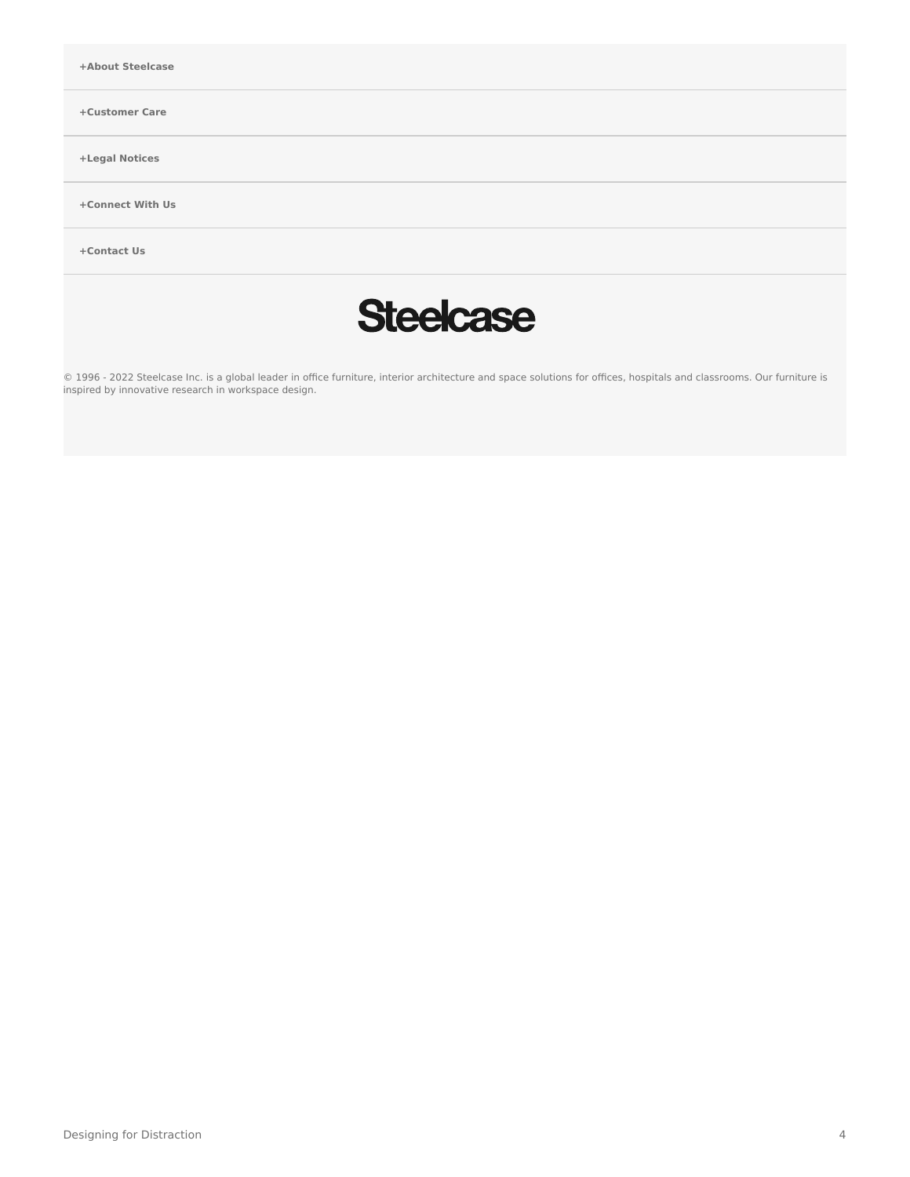**+About Steelcase**

**+Customer Care**

**+Legal Notices**

**+Connect With Us**

**+Contact Us**

Steelcase

© 1996 - 2022 Steelcase Inc. is a global leader in office furniture, interior architecture and space solutions for offices, hospitals and classrooms. Our furniture is inspired by innovative research in workspace design.